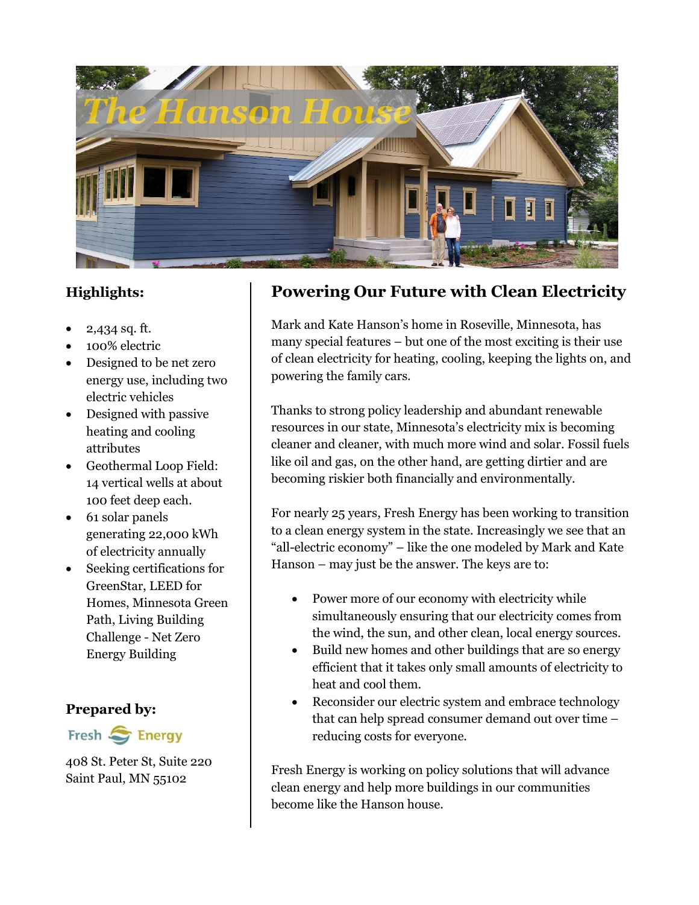# The Hanson House

### Highlights:

- 2,434 sq. ft.
- 100% electric
- Designed to be net zero energy use, including two electric vehicles
- Designed with passive heating and cooling attributes
- Geothermal Loop Field: 14 vertical wells at about 100 feet deep each.
- 61 solar panels generating 22,000 kWh of electricity annually
- Seeking certifications for GreenStar, LEED for Homes, Minnesota Green Path, Living Building Challenge - Net Zero Energy Building

### Prepared by:

Fresh Energy

408 St. Peter St, Suite 220
Saint Paul, MN 55102

## Powering Our Future with Clean Electricity

Mark and Kate Hanson's home in Roseville, Minnesota, has many special features – but one of the most exciting is their use of clean electricity for heating, cooling, keeping the lights on, and powering the family cars.

Thanks to strong policy leadership and abundant renewable resources in our state, Minnesota's electricity mix is becoming cleaner and cleaner, with much more wind and solar. Fossil fuels like oil and gas, on the other hand, are getting dirtier and are becoming riskier both financially and environmentally.

For nearly 25 years, Fresh Energy has been working to transition to a clean energy system in the state. Increasingly we see that an "all-electric economy" – like the one modeled by Mark and Kate Hanson – may just be the answer. The keys are to:

- Power more of our economy with electricity while simultaneously ensuring that our electricity comes from the wind, the sun, and other clean, local energy sources.
- Build new homes and other buildings that are so energy efficient that it takes only small amounts of electricity to heat and cool them.
- Reconsider our electric system and embrace technology that can help spread consumer demand out over time – reducing costs for everyone.

Fresh Energy is working on policy solutions that will advance clean energy and help more buildings in our communities become like the Hanson house.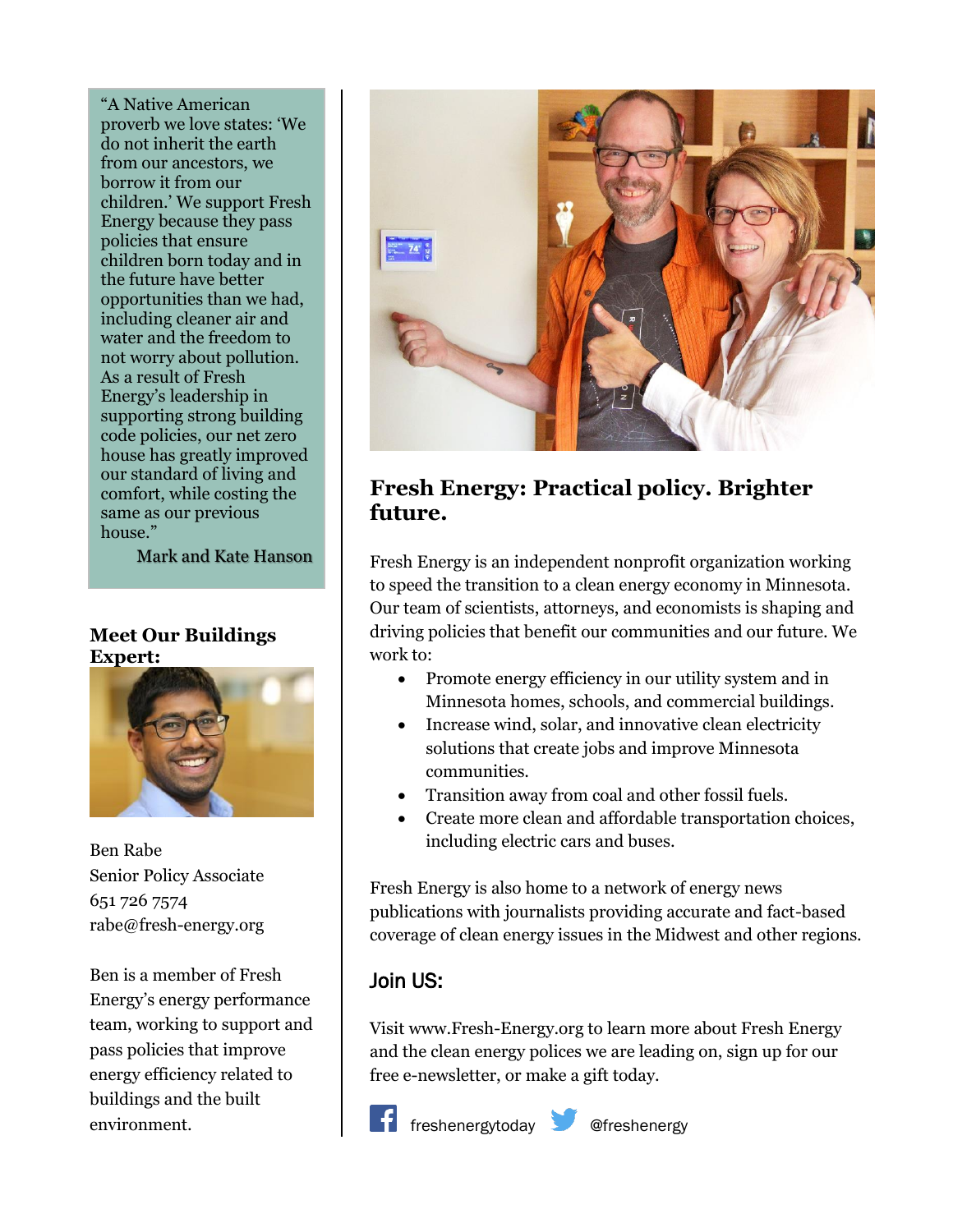"A Native American proverb we love states: 'We do not inherit the earth from our ancestors, we borrow it from our children.' We support Fresh Energy because they pass policies that ensure children born today and in the future have better opportunities than we had, including cleaner air and water and the freedom to not worry about pollution. As a result of Fresh Energy's leadership in supporting strong building code policies, our net zero house has greatly improved our standard of living and comfort, while costing the same as our previous house."

Mark and Kate Hanson

## Meet Our Buildings Expert:

Ben Rabe
Senior Policy Associate
651 726 7574
rabe@fresh-energy.org

Ben is a member of Fresh Energy's energy performance team, working to support and pass policies that improve energy efficiency related to buildings and the built environment.

## Fresh Energy: Practical policy. Brighter future.

Fresh Energy is an independent nonprofit organization working to speed the transition to a clean energy economy in Minnesota. Our team of scientists, attorneys, and economists is shaping and driving policies that benefit our communities and our future. We work to:

- Promote energy efficiency in our utility system and in Minnesota homes, schools, and commercial buildings.
- Increase wind, solar, and innovative clean electricity solutions that create jobs and improve Minnesota communities.
- Transition away from coal and other fossil fuels.
- Create more clean and affordable transportation choices, including electric cars and buses.

Fresh Energy is also home to a network of energy news publications with journalists providing accurate and fact-based coverage of clean energy issues in the Midwest and other regions.

### Join US:

Visit www.Fresh-Energy.org to learn more about Fresh Energy and the clean energy polices we are leading on, sign up for our free e-newsletter, or make a gift today.

freshenergytoday @freshenergy